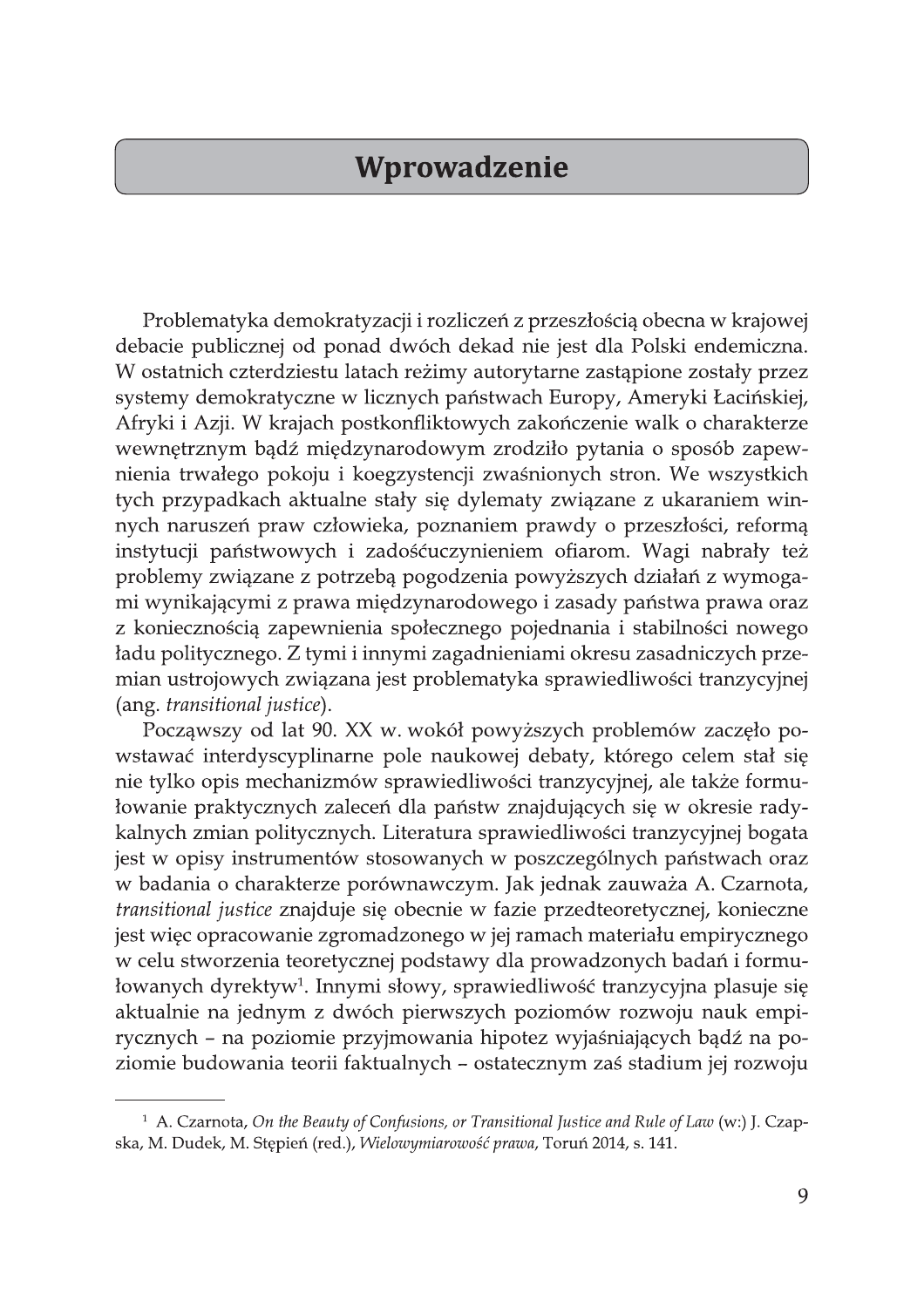# Wprowadzenie

Problematyka demokratyzacji i rozliczeń z przeszłością obecna w krajowej debacie publicznej od ponad dwóch dekad nie jest dla Polski endemiczna. W ostatnich czterdziestu latach reżimy autorytarne zastąpione zostały przez systemy demokratyczne w licznych państwach Europy, Ameryki Łacińskiej, Afryki i Azji. W krajach postkonfliktowych zakończenie walk o charakterze wewnętrznym bądź międzynarodowym zrodziło pytania o sposób zapewnienia trwałego pokoju i koegzystencji zwaśnionych stron. We wszystkich tych przypadkach aktualne stały się dylematy związane z ukaraniem winnych naruszeń praw człowieka, poznaniem prawdy o przeszłości, reformą instytucji państwowych i zadośćuczynieniem ofiarom. Wagi nabrały też problemy związane z potrzebą pogodzenia powyższych działań z wymogami wynikającymi z prawa międzynarodowego i zasady państwa prawa oraz z koniecznością zapewnienia społecznego pojednania i stabilności nowego ładu politycznego. Z tymi i innymi zagadnieniami okresu zasadniczych przemian ustrojowych związana jest problematyka sprawiedliwości tranzycyjnej (ang. *transitional justice*).

Począwszy od lat 90. XX w. wokół powyższych problemów zaczęło powstawać interdyscyplinarne pole naukowej debaty, którego celem stał się nie tylko opis mechanizmów sprawiedliwości tranzycyjnej, ale także formułowanie praktycznych zaleceń dla państw znajdujących się w okresie radykalnych zmian politycznych. Literatura sprawiedliwości tranzycyjnej bogata jest w opisy instrumentów stosowanych w poszczególnych państwach oraz w badania o charakterze porównawczym. Jak jednak zauważa A. Czarnota, *transitional justice* znajduje się obecnie w fazie przedteoretycznej, konieczne jest więc opracowanie zgromadzonego w jej ramach materiału empirycznego w celu stworzenia teoretycznej podstawy dla prowadzonych badań i formułowanych dyrektyw[1]. Innymi słowy, sprawiedliwość tranzycyjna plasuje się aktualnie na jednym z dwóch pierwszych poziomów rozwoju nauk empirycznych – na poziomie przyjmowania hipotez wyjaśniających bądź na poziomie budowania teorii faktualnych – ostatecznym zaś stadium jej rozwoju

---

[1] A. Czarnota, *On the Beauty of Confusions, or Transitional Justice and Rule of Law* (w:) J. Czapska, M. Dudek, M. Stępień (red.), *Wielowymiarowość prawa*, Toruń 2014, s. 141.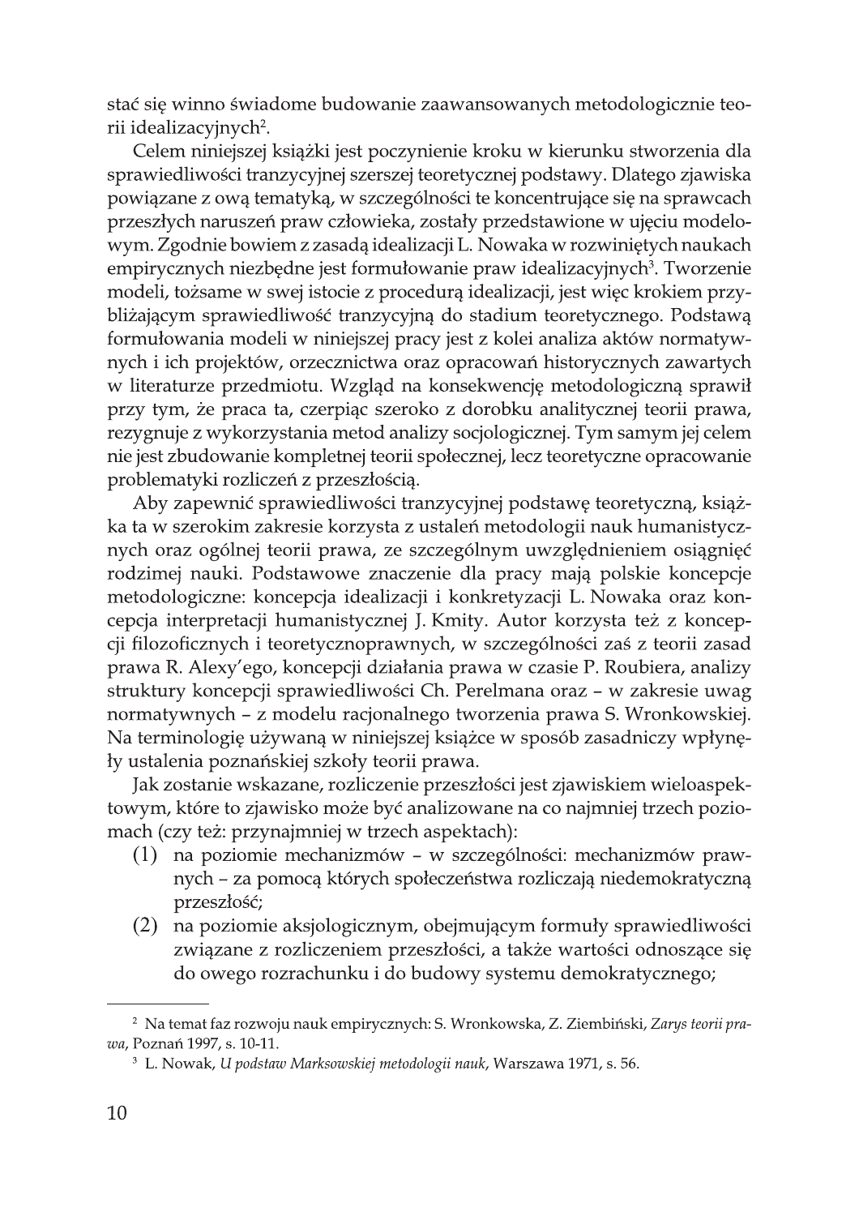stać się winno świadome budowanie zaawansowanych metodologicznie teorii idealizacyjnych[2].

Celem niniejszej książki jest poczynienie kroku w kierunku stworzenia dla sprawiedliwości tranzycyjnej szerszej teoretycznej podstawy. Dlatego zjawiska powiązane z ową tematyką, w szczególności te koncentrujące się na sprawcach przeszłych naruszeń praw człowieka, zostały przedstawione w ujęciu modelowym. Zgodnie bowiem z zasadą idealizacji L. Nowaka w rozwiniętych naukach empirycznych niezbędne jest formułowanie praw idealizacyjnych[3]. Tworzenie modeli, tożsame w swej istocie z procedurą idealizacji, jest więc krokiem przybliżającym sprawiedliwość tranzycyjną do stadium teoretycznego. Podstawą formułowania modeli w niniejszej pracy jest z kolei analiza aktów normatywnych i ich projektów, orzecznictwa oraz opracowań historycznych zawartych w literaturze przedmiotu. Wzgląd na konsekwencję metodologiczną sprawił przy tym, że praca ta, czerpiąc szeroko z dorobku analitycznej teorii prawa, rezygnuje z wykorzystania metod analizy socjologicznej. Tym samym jej celem nie jest zbudowanie kompletnej teorii społecznej, lecz teoretyczne opracowanie problematyki rozliczeń z przeszłością.

Aby zapewnić sprawiedliwości tranzycyjnej podstawę teoretyczną, książka ta w szerokim zakresie korzysta z ustaleń metodologii nauk humanistycznych oraz ogólnej teorii prawa, ze szczególnym uwzględnieniem osiągnięć rodzimej nauki. Podstawowe znaczenie dla pracy mają polskie koncepcje metodologiczne: koncepcja idealizacji i konkretyzacji L. Nowaka oraz koncepcja interpretacji humanistycznej J. Kmity. Autor korzysta też z koncepcji filozoficznych i teoretycznoprawnych, w szczególności zaś z teorii zasad prawa R. Alexy'ego, koncepcji działania prawa w czasie P. Roubiera, analizy struktury koncepcji sprawiedliwości Ch. Perelmana oraz – w zakresie uwag normatywnych – z modelu racjonalnego tworzenia prawa S. Wronkowskiej. Na terminologię używaną w niniejszej książce w sposób zasadniczy wpłynęły ustalenia poznańskiej szkoły teorii prawa.

Jak zostanie wskazane, rozliczenie przeszłości jest zjawiskiem wieloaspektowym, które to zjawisko może być analizowane na co najmniej trzech poziomach (czy też: przynajmniej w trzech aspektach):

(1) na poziomie mechanizmów – w szczególności: mechanizmów prawnych – za pomocą których społeczeństwa rozliczają niedemokratyczną przeszłość;
(2) na poziomie aksjologicznym, obejmującym formuły sprawiedliwości związane z rozliczeniem przeszłości, a także wartości odnoszące się do owego rozrachunku i do budowy systemu demokratycznego;

---

[2] Na temat faz rozwoju nauk empirycznych: S. Wronkowska, Z. Ziembiński, *Zarys teorii prawa*, Poznań 1997, s. 10-11.

[3] L. Nowak, *U podstaw Marksowskiej metodologii nauk*, Warszawa 1971, s. 56.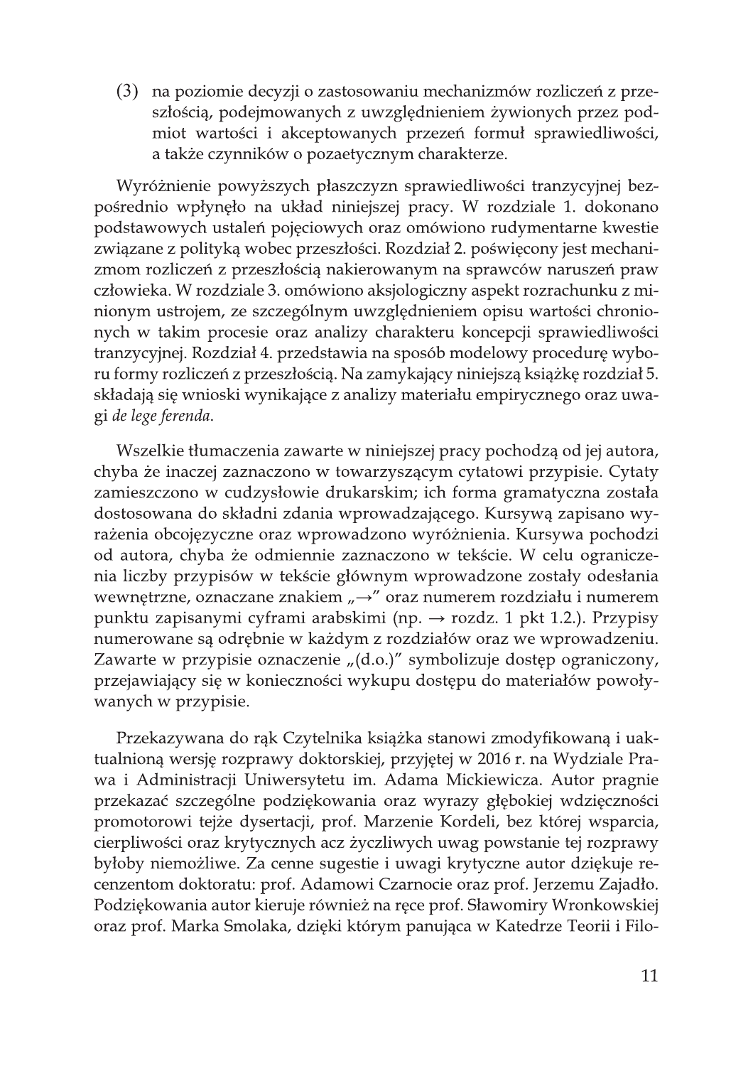(3) na poziomie decyzji o zastosowaniu mechanizmów rozliczeń z przeszłością, podejmowanych z uwzględnieniem żywionych przez podmiot wartości i akceptowanych przezeń formuł sprawiedliwości, a także czynników o pozaetycznym charakterze.

Wyróżnienie powyższych płaszczyzn sprawiedliwości tranzycyjnej bezpośrednio wpłynęło na układ niniejszej pracy. W rozdziale 1. dokonano podstawowych ustaleń pojęciowych oraz omówiono rudymentarne kwestie związane z polityką wobec przeszłości. Rozdział 2. poświęcony jest mechanizmom rozliczeń z przeszłością nakierowanym na sprawców naruszeń praw człowieka. W rozdziale 3. omówiono aksjologiczny aspekt rozrachunku z minionym ustrojem, ze szczególnym uwzględnieniem opisu wartości chronionych w takim procesie oraz analizy charakteru koncepcji sprawiedliwości tranzycyjnej. Rozdział 4. przedstawia na sposób modelowy procedurę wyboru formy rozliczeń z przeszłością. Na zamykający niniejszą książkę rozdział 5. składają się wnioski wynikające z analizy materiału empirycznego oraz uwagi *de lege ferenda*.

Wszelkie tłumaczenia zawarte w niniejszej pracy pochodzą od jej autora, chyba że inaczej zaznaczono w towarzyszącym cytatowi przypisie. Cytaty zamieszczono w cudzysłowie drukarskim; ich forma gramatyczna została dostosowana do składni zdania wprowadzającego. Kursywą zapisano wyrażenia obcojęzyczne oraz wprowadzono wyróżnienia. Kursywa pochodzi od autora, chyba że odmiennie zaznaczono w tekście. W celu ograniczenia liczby przypisów w tekście głównym wprowadzone zostały odesłania wewnętrzne, oznaczane znakiem „→" oraz numerem rozdziału i numerem punktu zapisanymi cyframi arabskimi (np. → rozdz. 1 pkt 1.2.). Przypisy numerowane są odrębnie w każdym z rozdziałów oraz we wprowadzeniu. Zawarte w przypisie oznaczenie „(d.o.)" symbolizuje dostęp ograniczony, przejawiający się w konieczności wykupu dostępu do materiałów powoływanych w przypisie.

Przekazywana do rąk Czytelnika książka stanowi zmodyfikowaną i uaktualnioną wersję rozprawy doktorskiej, przyjętej w 2016 r. na Wydziale Prawa i Administracji Uniwersytetu im. Adama Mickiewicza. Autor pragnie przekazać szczególne podziękowania oraz wyrazy głębokiej wdzięczności promotorowi tejże dysertacji, prof. Marzenie Kordeli, bez której wsparcia, cierpliwości oraz krytycznych acz życzliwych uwag powstanie tej rozprawy byłoby niemożliwe. Za cenne sugestie i uwagi krytyczne autor dziękuje recenzentom doktoratu: prof. Adamowi Czarnocie oraz prof. Jerzemu Zajadło. Podziękowania autor kieruje również na ręce prof. Sławomiry Wronkowskiej oraz prof. Marka Smolaka, dzięki którym panująca w Katedrze Teorii i Filo-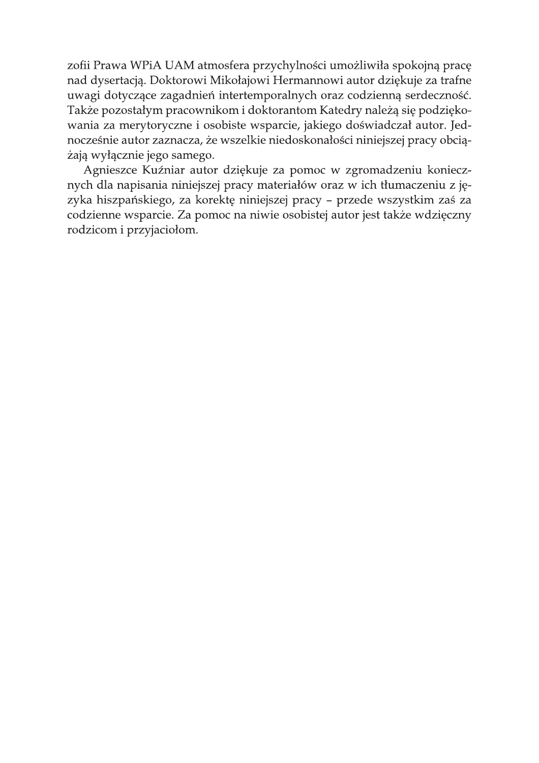zofii Prawa WPiA UAM atmosfera przychylności umożliwiła spokojną pracę nad dysertacją. Doktorowi Mikołajowi Hermannowi autor dziękuje za trafne uwagi dotyczące zagadnień intertemporalnych oraz codzienną serdeczność. Także pozostałym pracownikom i doktorantom Katedry należą się podziękowania za merytoryczne i osobiste wsparcie, jakiego doświadczał autor. Jednocześnie autor zaznacza, że wszelkie niedoskonałości niniejszej pracy obciążają wyłącznie jego samego.

Agnieszce Kuźniar autor dziękuje za pomoc w zgromadzeniu koniecznych dla napisania niniejszej pracy materiałów oraz w ich tłumaczeniu z języka hiszpańskiego, za korektę niniejszej pracy – przede wszystkim zaś za codzienne wsparcie. Za pomoc na niwie osobistej autor jest także wdzięczny rodzicom i przyjaciołom.